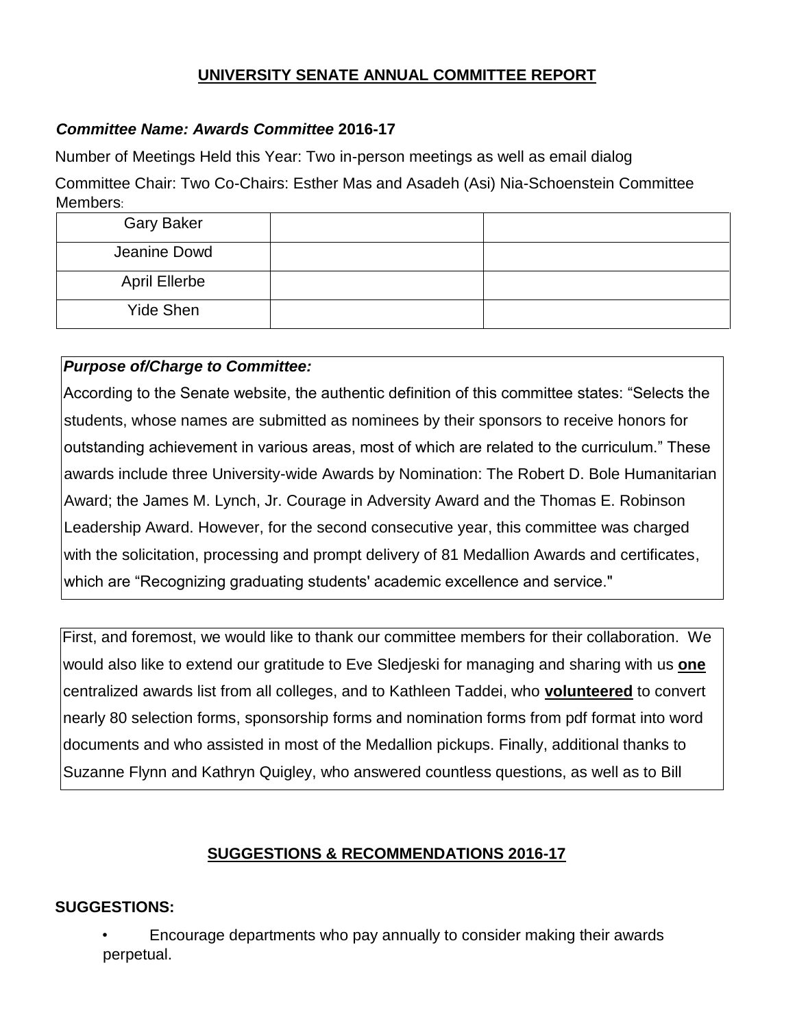# UNIVERSITY SENATE ANNUAL COMMITTEE REPORT

***Committee Name: Awards Committee* 2016-17**

Number of Meetings Held this Year: Two in-person meetings as well as email dialog

Committee Chair: Two Co-Chairs: Esther Mas and Asadeh (Asi) Nia-Schoenstein Committee Members:

| | | |
|---|---|---|
| Gary Baker | | |
| Jeanine Dowd | | |
| April Ellerbe | | |
| Yide Shen | | |

***Purpose of/Charge to Committee:***

According to the Senate website, the authentic definition of this committee states: "Selects the students, whose names are submitted as nominees by their sponsors to receive honors for outstanding achievement in various areas, most of which are related to the curriculum." These awards include three University-wide Awards by Nomination: The Robert D. Bole Humanitarian Award; the James M. Lynch, Jr. Courage in Adversity Award and the Thomas E. Robinson Leadership Award. However, for the second consecutive year, this committee was charged with the solicitation, processing and prompt delivery of 81 Medallion Awards and certificates, which are "Recognizing graduating students' academic excellence and service."

First, and foremost, we would like to thank our committee members for their collaboration. We would also like to extend our gratitude to Eve Sledjeski for managing and sharing with us **one** centralized awards list from all colleges, and to Kathleen Taddei, who **volunteered** to convert nearly 80 selection forms, sponsorship forms and nomination forms from pdf format into word documents and who assisted in most of the Medallion pickups. Finally, additional thanks to Suzanne Flynn and Kathryn Quigley, who answered countless questions, as well as to Bill

## SUGGESTIONS & RECOMMENDATIONS 2016-17

**SUGGESTIONS:**

- Encourage departments who pay annually to consider making their awards perpetual.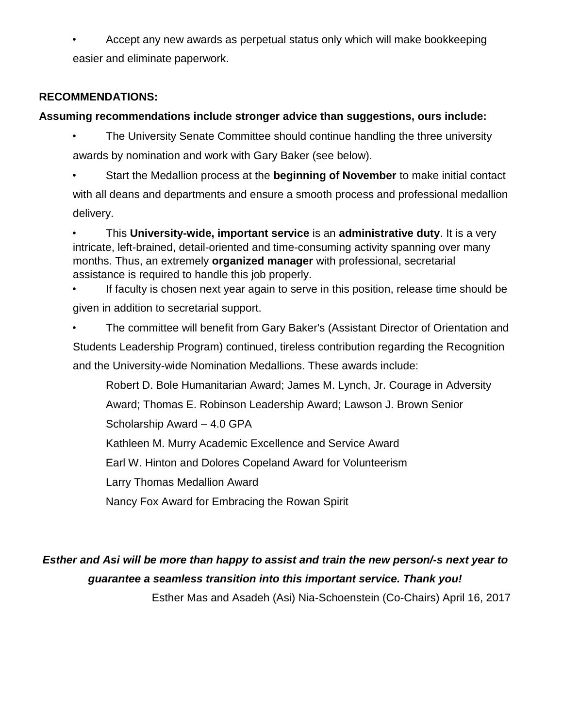- Accept any new awards as perpetual status only which will make bookkeeping easier and eliminate paperwork.

**RECOMMENDATIONS:**

**Assuming recommendations include stronger advice than suggestions, ours include:**

- The University Senate Committee should continue handling the three university awards by nomination and work with Gary Baker (see below).
- Start the Medallion process at the **beginning of November** to make initial contact with all deans and departments and ensure a smooth process and professional medallion delivery.
- This **University-wide, important service** is an **administrative duty**. It is a very intricate, left-brained, detail-oriented and time-consuming activity spanning over many months. Thus, an extremely **organized manager** with professional, secretarial assistance is required to handle this job properly.
- If faculty is chosen next year again to serve in this position, release time should be given in addition to secretarial support.
- The committee will benefit from Gary Baker's (Assistant Director of Orientation and Students Leadership Program) continued, tireless contribution regarding the Recognition and the University-wide Nomination Medallions. These awards include:

  Robert D. Bole Humanitarian Award; James M. Lynch, Jr. Courage in Adversity Award; Thomas E. Robinson Leadership Award; Lawson J. Brown Senior Scholarship Award – 4.0 GPA

  Kathleen M. Murry Academic Excellence and Service Award

  Earl W. Hinton and Dolores Copeland Award for Volunteerism

  Larry Thomas Medallion Award

  Nancy Fox Award for Embracing the Rowan Spirit

***Esther and Asi will be more than happy to assist and train the new person/-s next year to guarantee a seamless transition into this important service. Thank you!***

Esther Mas and Asadeh (Asi) Nia-Schoenstein (Co-Chairs) April 16, 2017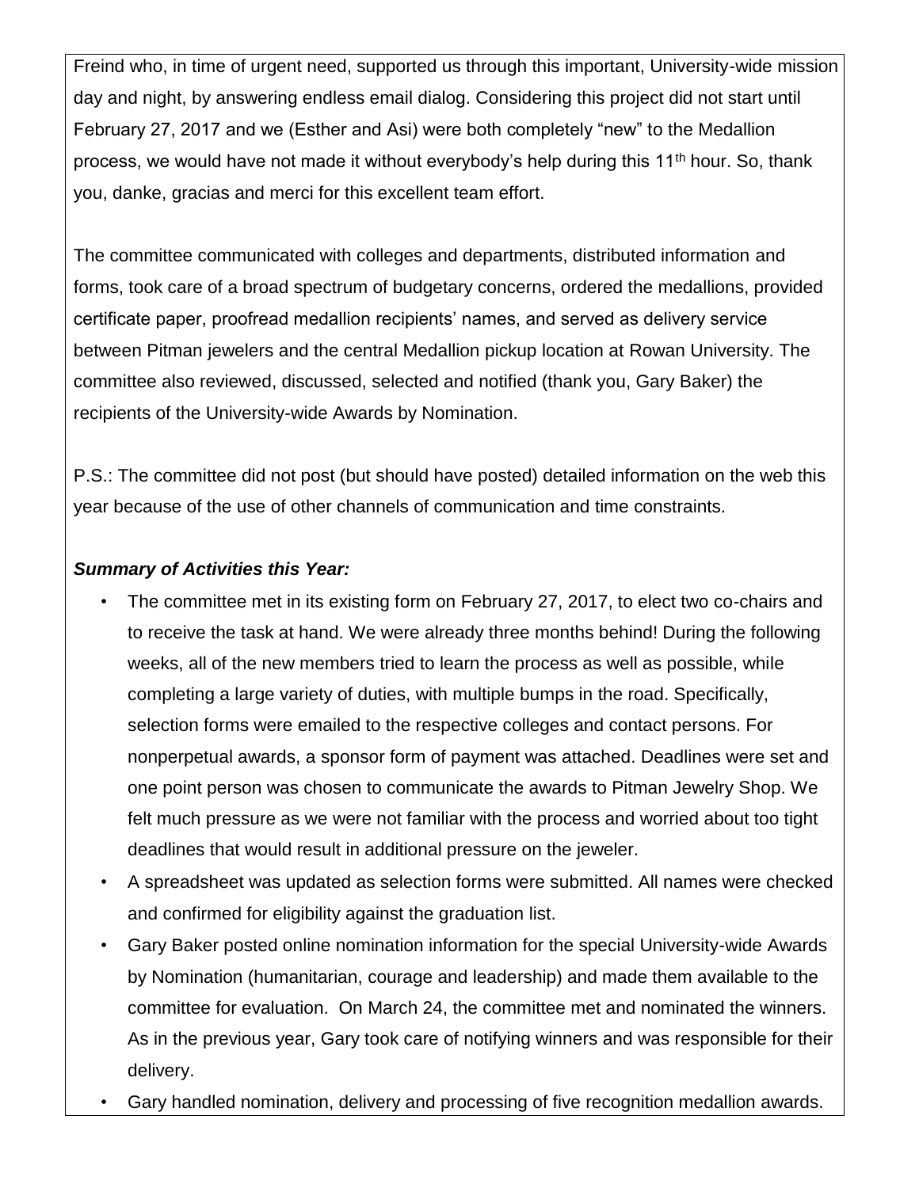Freind who, in time of urgent need, supported us through this important, University-wide mission day and night, by answering endless email dialog. Considering this project did not start until February 27, 2017 and we (Esther and Asi) were both completely "new" to the Medallion process, we would have not made it without everybody's help during this 11th hour. So, thank you, danke, gracias and merci for this excellent team effort.

The committee communicated with colleges and departments, distributed information and forms, took care of a broad spectrum of budgetary concerns, ordered the medallions, provided certificate paper, proofread medallion recipients' names, and served as delivery service between Pitman jewelers and the central Medallion pickup location at Rowan University. The committee also reviewed, discussed, selected and notified (thank you, Gary Baker) the recipients of the University-wide Awards by Nomination.

P.S.: The committee did not post (but should have posted) detailed information on the web this year because of the use of other channels of communication and time constraints.

***Summary of Activities this Year:***

- The committee met in its existing form on February 27, 2017, to elect two co-chairs and to receive the task at hand. We were already three months behind! During the following weeks, all of the new members tried to learn the process as well as possible, while completing a large variety of duties, with multiple bumps in the road. Specifically, selection forms were emailed to the respective colleges and contact persons. For nonperpetual awards, a sponsor form of payment was attached. Deadlines were set and one point person was chosen to communicate the awards to Pitman Jewelry Shop. We felt much pressure as we were not familiar with the process and worried about too tight deadlines that would result in additional pressure on the jeweler.
- A spreadsheet was updated as selection forms were submitted. All names were checked and confirmed for eligibility against the graduation list.
- Gary Baker posted online nomination information for the special University-wide Awards by Nomination (humanitarian, courage and leadership) and made them available to the committee for evaluation. On March 24, the committee met and nominated the winners. As in the previous year, Gary took care of notifying winners and was responsible for their delivery.
- Gary handled nomination, delivery and processing of five recognition medallion awards.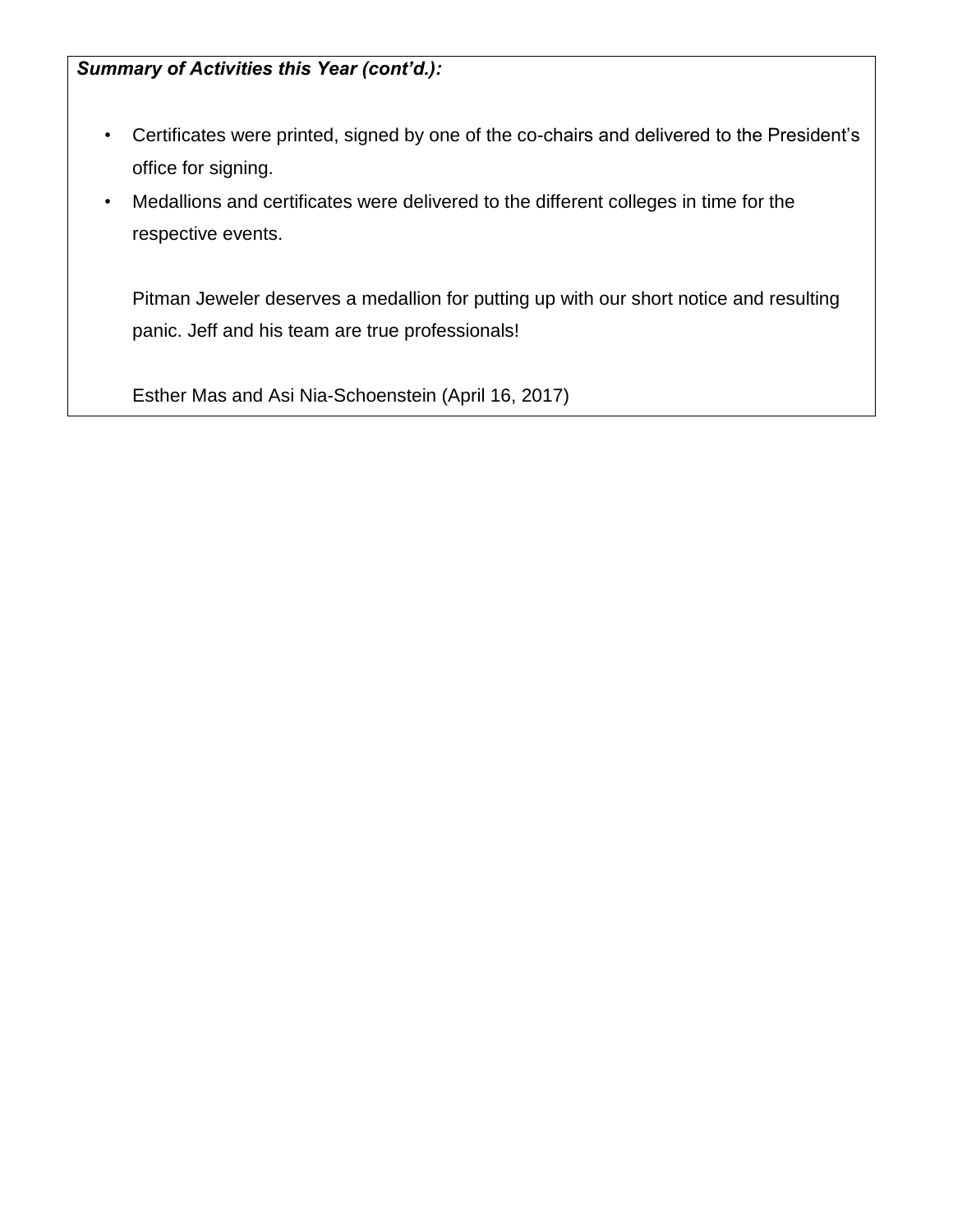***Summary of Activities this Year (cont'd.):***

- Certificates were printed, signed by one of the co-chairs and delivered to the President's office for signing.
- Medallions and certificates were delivered to the different colleges in time for the respective events.

Pitman Jeweler deserves a medallion for putting up with our short notice and resulting panic. Jeff and his team are true professionals!

Esther Mas and Asi Nia-Schoenstein (April 16, 2017)